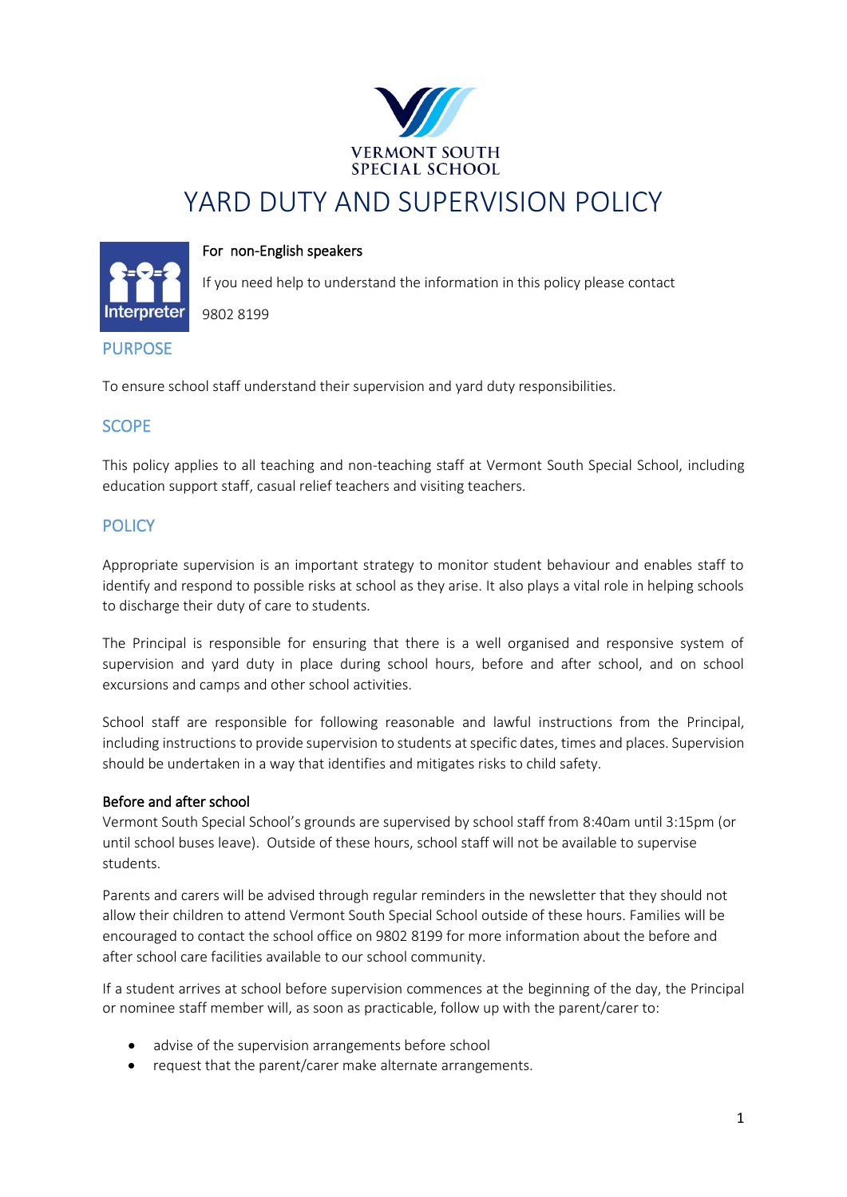VERMONT SOUTH
SPECIAL SCHOOL

# YARD DUTY AND SUPERVISION POLICY

**For non-English speakers**

If you need help to understand the information in this policy please contact

9802 8199

## PURPOSE

To ensure school staff understand their supervision and yard duty responsibilities.

## SCOPE

This policy applies to all teaching and non-teaching staff at Vermont South Special School, including education support staff, casual relief teachers and visiting teachers.

## POLICY

Appropriate supervision is an important strategy to monitor student behaviour and enables staff to identify and respond to possible risks at school as they arise. It also plays a vital role in helping schools to discharge their duty of care to students.

The Principal is responsible for ensuring that there is a well organised and responsive system of supervision and yard duty in place during school hours, before and after school, and on school excursions and camps and other school activities.

School staff are responsible for following reasonable and lawful instructions from the Principal, including instructions to provide supervision to students at specific dates, times and places. Supervision should be undertaken in a way that identifies and mitigates risks to child safety.

### Before and after school

Vermont South Special School's grounds are supervised by school staff from 8:40am until 3:15pm (or until school buses leave). Outside of these hours, school staff will not be available to supervise students.

Parents and carers will be advised through regular reminders in the newsletter that they should not allow their children to attend Vermont South Special School outside of these hours. Families will be encouraged to contact the school office on 9802 8199 for more information about the before and after school care facilities available to our school community.

If a student arrives at school before supervision commences at the beginning of the day, the Principal or nominee staff member will, as soon as practicable, follow up with the parent/carer to:

- advise of the supervision arrangements before school
- request that the parent/carer make alternate arrangements.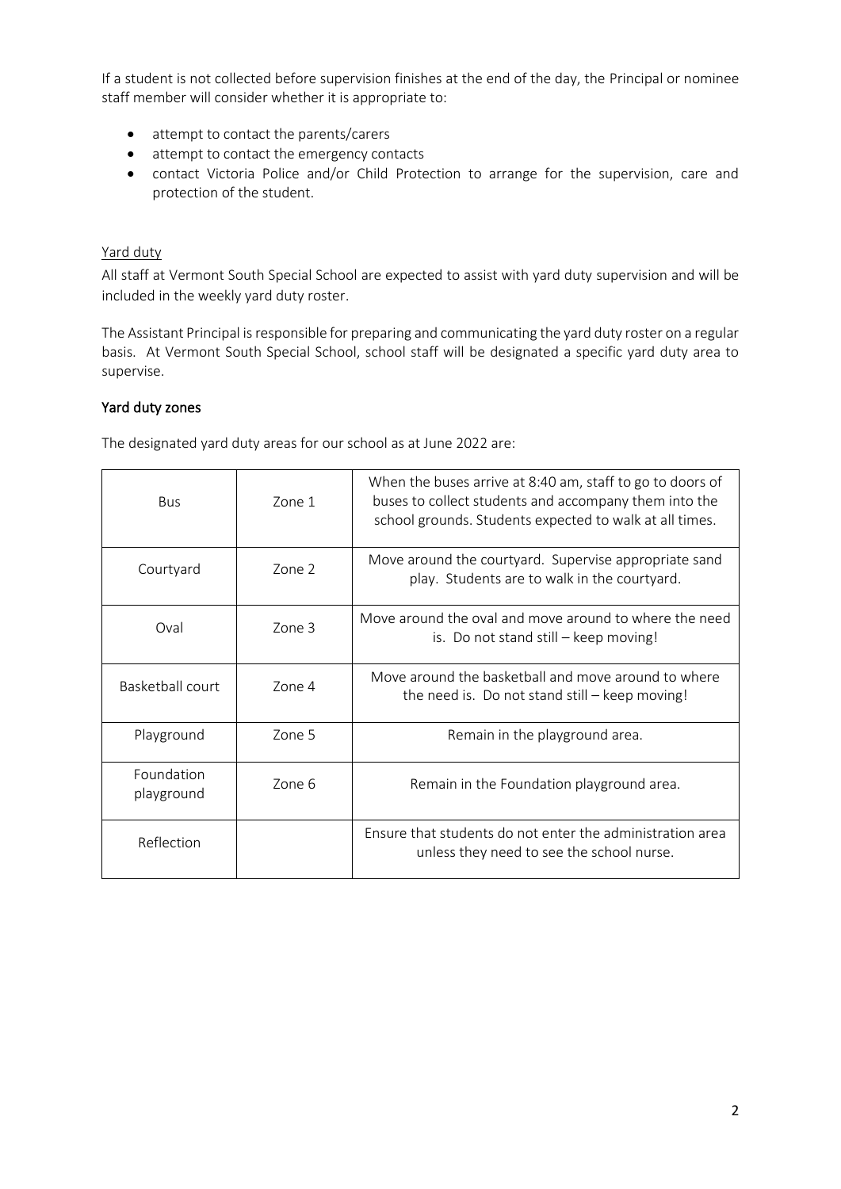If a student is not collected before supervision finishes at the end of the day, the Principal or nominee staff member will consider whether it is appropriate to:

- attempt to contact the parents/carers
- attempt to contact the emergency contacts
- contact Victoria Police and/or Child Protection to arrange for the supervision, care and protection of the student.

Yard duty

All staff at Vermont South Special School are expected to assist with yard duty supervision and will be included in the weekly yard duty roster.

The Assistant Principal is responsible for preparing and communicating the yard duty roster on a regular basis. At Vermont South Special School, school staff will be designated a specific yard duty area to supervise.

### Yard duty zones

The designated yard duty areas for our school as at June 2022 are:

| Bus | Zone 1 | When the buses arrive at 8:40 am, staff to go to doors of buses to collect students and accompany them into the school grounds. Students expected to walk at all times. |
|---|---|---|
| Courtyard | Zone 2 | Move around the courtyard. Supervise appropriate sand play. Students are to walk in the courtyard. |
| Oval | Zone 3 | Move around the oval and move around to where the need is. Do not stand still – keep moving! |
| Basketball court | Zone 4 | Move around the basketball and move around to where the need is. Do not stand still – keep moving! |
| Playground | Zone 5 | Remain in the playground area. |
| Foundation playground | Zone 6 | Remain in the Foundation playground area. |
| Reflection | | Ensure that students do not enter the administration area unless they need to see the school nurse. |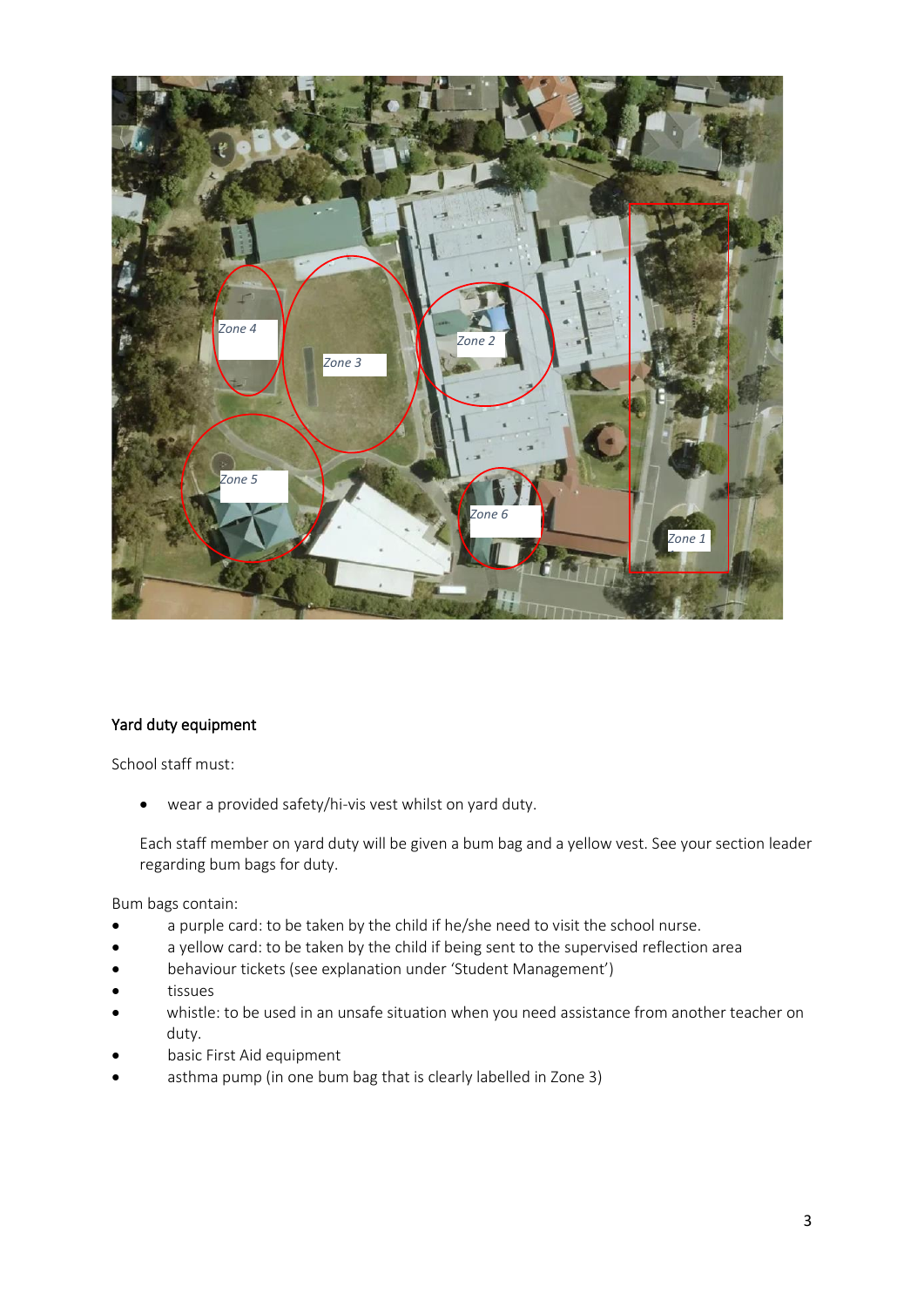## Yard duty equipment

School staff must:

- wear a provided safety/hi-vis vest whilst on yard duty.

Each staff member on yard duty will be given a bum bag and a yellow vest. See your section leader regarding bum bags for duty.

Bum bags contain:

- a purple card: to be taken by the child if he/she need to visit the school nurse.
- a yellow card: to be taken by the child if being sent to the supervised reflection area
- behaviour tickets (see explanation under 'Student Management')
- tissues
- whistle: to be used in an unsafe situation when you need assistance from another teacher on duty.
- basic First Aid equipment
- asthma pump (in one bum bag that is clearly labelled in Zone 3)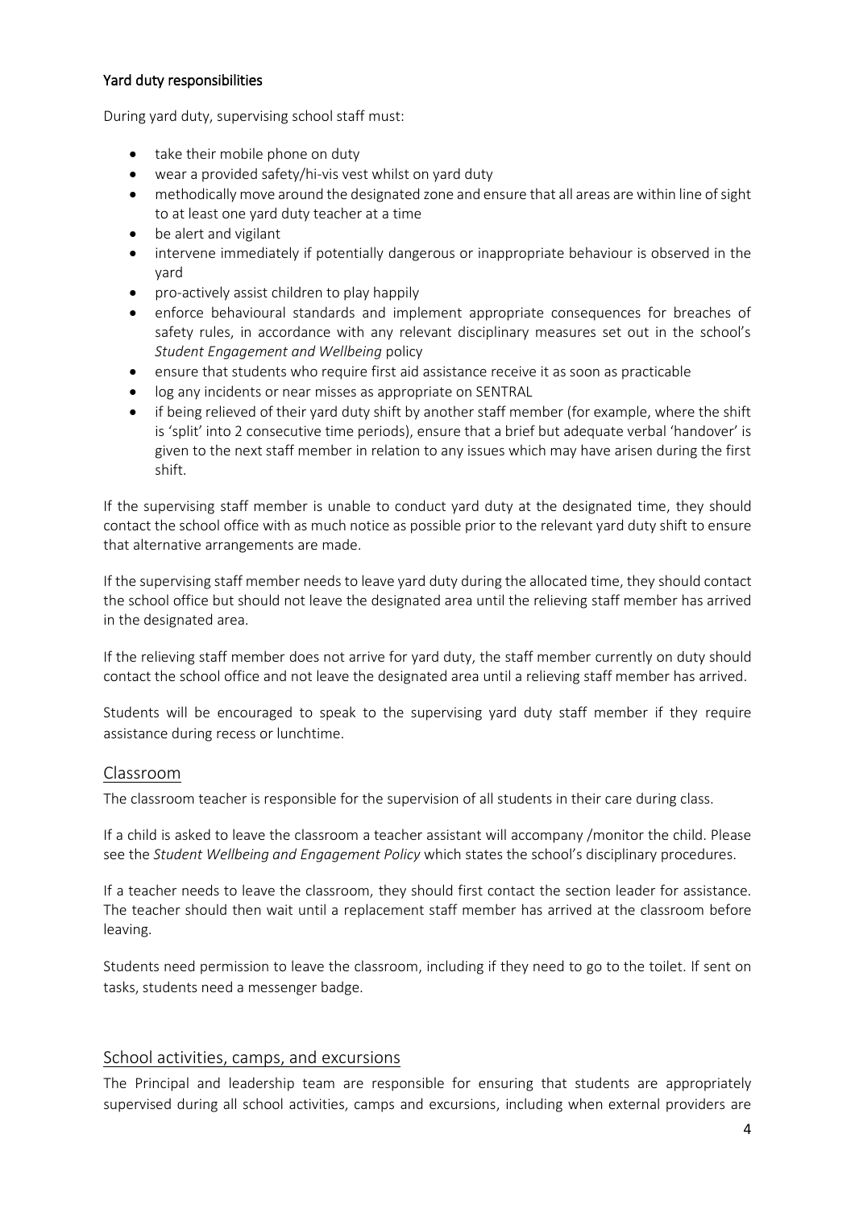#### Yard duty responsibilities

During yard duty, supervising school staff must:

- take their mobile phone on duty
- wear a provided safety/hi-vis vest whilst on yard duty
- methodically move around the designated zone and ensure that all areas are within line of sight to at least one yard duty teacher at a time
- be alert and vigilant
- intervene immediately if potentially dangerous or inappropriate behaviour is observed in the yard
- pro-actively assist children to play happily
- enforce behavioural standards and implement appropriate consequences for breaches of safety rules, in accordance with any relevant disciplinary measures set out in the school's *Student Engagement and Wellbeing* policy
- ensure that students who require first aid assistance receive it as soon as practicable
- log any incidents or near misses as appropriate on SENTRAL
- if being relieved of their yard duty shift by another staff member (for example, where the shift is 'split' into 2 consecutive time periods), ensure that a brief but adequate verbal 'handover' is given to the next staff member in relation to any issues which may have arisen during the first shift.

If the supervising staff member is unable to conduct yard duty at the designated time, they should contact the school office with as much notice as possible prior to the relevant yard duty shift to ensure that alternative arrangements are made.

If the supervising staff member needs to leave yard duty during the allocated time, they should contact the school office but should not leave the designated area until the relieving staff member has arrived in the designated area.

If the relieving staff member does not arrive for yard duty, the staff member currently on duty should contact the school office and not leave the designated area until a relieving staff member has arrived.

Students will be encouraged to speak to the supervising yard duty staff member if they require assistance during recess or lunchtime.

## Classroom

The classroom teacher is responsible for the supervision of all students in their care during class.

If a child is asked to leave the classroom a teacher assistant will accompany /monitor the child. Please see the *Student Wellbeing and Engagement Policy* which states the school's disciplinary procedures.

If a teacher needs to leave the classroom, they should first contact the section leader for assistance. The teacher should then wait until a replacement staff member has arrived at the classroom before leaving.

Students need permission to leave the classroom, including if they need to go to the toilet. If sent on tasks, students need a messenger badge.

## School activities, camps, and excursions

The Principal and leadership team are responsible for ensuring that students are appropriately supervised during all school activities, camps and excursions, including when external providers are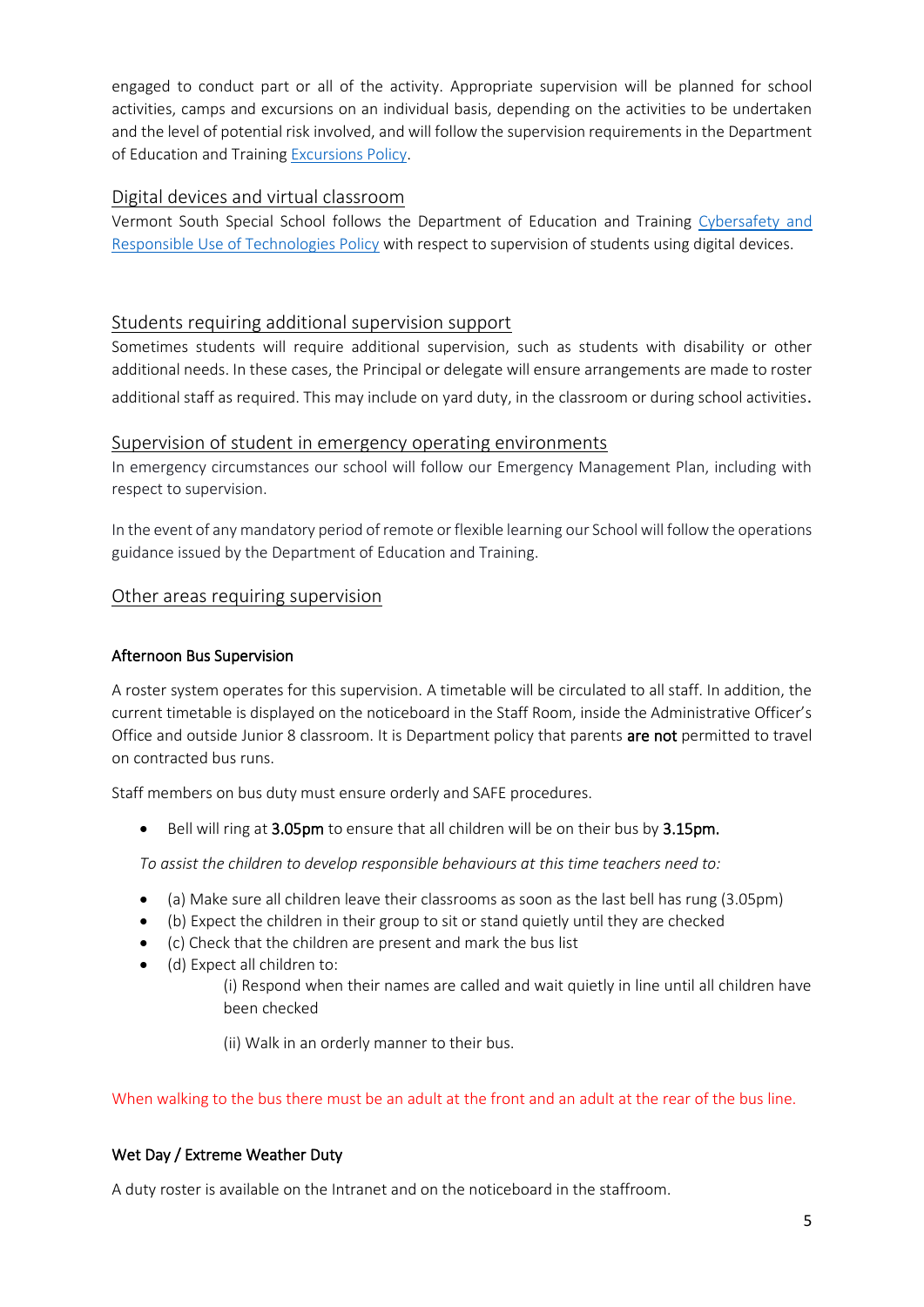engaged to conduct part or all of the activity. Appropriate supervision will be planned for school activities, camps and excursions on an individual basis, depending on the activities to be undertaken and the level of potential risk involved, and will follow the supervision requirements in the Department of Education and Training Excursions Policy.

## Digital devices and virtual classroom

Vermont South Special School follows the Department of Education and Training Cybersafety and Responsible Use of Technologies Policy with respect to supervision of students using digital devices.

## Students requiring additional supervision support

Sometimes students will require additional supervision, such as students with disability or other additional needs. In these cases, the Principal or delegate will ensure arrangements are made to roster additional staff as required. This may include on yard duty, in the classroom or during school activities.

## Supervision of student in emergency operating environments

In emergency circumstances our school will follow our Emergency Management Plan, including with respect to supervision.

In the event of any mandatory period of remote or flexible learning our School will follow the operations guidance issued by the Department of Education and Training.

## Other areas requiring supervision

### Afternoon Bus Supervision

A roster system operates for this supervision. A timetable will be circulated to all staff. In addition, the current timetable is displayed on the noticeboard in the Staff Room, inside the Administrative Officer's Office and outside Junior 8 classroom. It is Department policy that parents **are not** permitted to travel on contracted bus runs.

Staff members on bus duty must ensure orderly and SAFE procedures.

- Bell will ring at **3.05pm** to ensure that all children will be on their bus by **3.15pm.**

*To assist the children to develop responsible behaviours at this time teachers need to:*

- (a) Make sure all children leave their classrooms as soon as the last bell has rung (3.05pm)
- (b) Expect the children in their group to sit or stand quietly until they are checked
- (c) Check that the children are present and mark the bus list
- (d) Expect all children to:
  - (i) Respond when their names are called and wait quietly in line until all children have been checked
  - (ii) Walk in an orderly manner to their bus.

When walking to the bus there must be an adult at the front and an adult at the rear of the bus line.

### Wet Day / Extreme Weather Duty

A duty roster is available on the Intranet and on the noticeboard in the staffroom.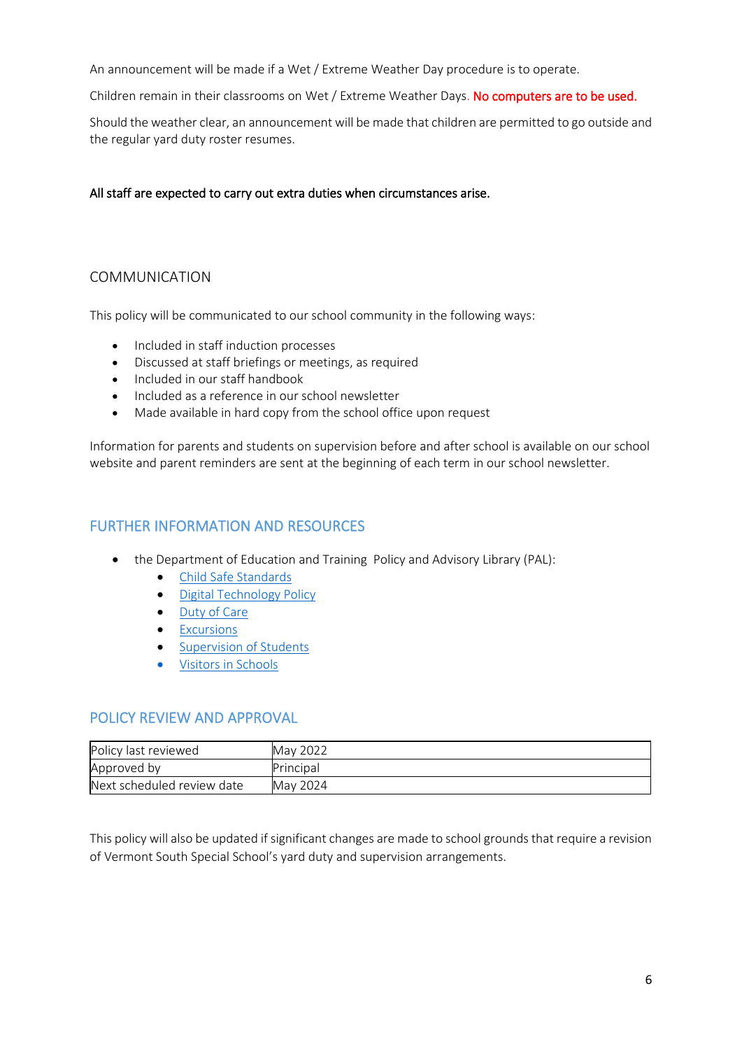An announcement will be made if a Wet / Extreme Weather Day procedure is to operate.

Children remain in their classrooms on Wet / Extreme Weather Days. **No computers are to be used.**

Should the weather clear, an announcement will be made that children are permitted to go outside and the regular yard duty roster resumes.

**All staff are expected to carry out extra duties when circumstances arise.**

## COMMUNICATION

This policy will be communicated to our school community in the following ways:

- Included in staff induction processes
- Discussed at staff briefings or meetings, as required
- Included in our staff handbook
- Included as a reference in our school newsletter
- Made available in hard copy from the school office upon request

Information for parents and students on supervision before and after school is available on our school website and parent reminders are sent at the beginning of each term in our school newsletter.

## FURTHER INFORMATION AND RESOURCES

- the Department of Education and Training Policy and Advisory Library (PAL):
  - Child Safe Standards
  - Digital Technology Policy
  - Duty of Care
  - Excursions
  - Supervision of Students
  - Visitors in Schools

## POLICY REVIEW AND APPROVAL

| | |
|---|---|
| Policy last reviewed | May 2022 |
| Approved by | Principal |
| Next scheduled review date | May 2024 |

This policy will also be updated if significant changes are made to school grounds that require a revision of Vermont South Special School's yard duty and supervision arrangements.